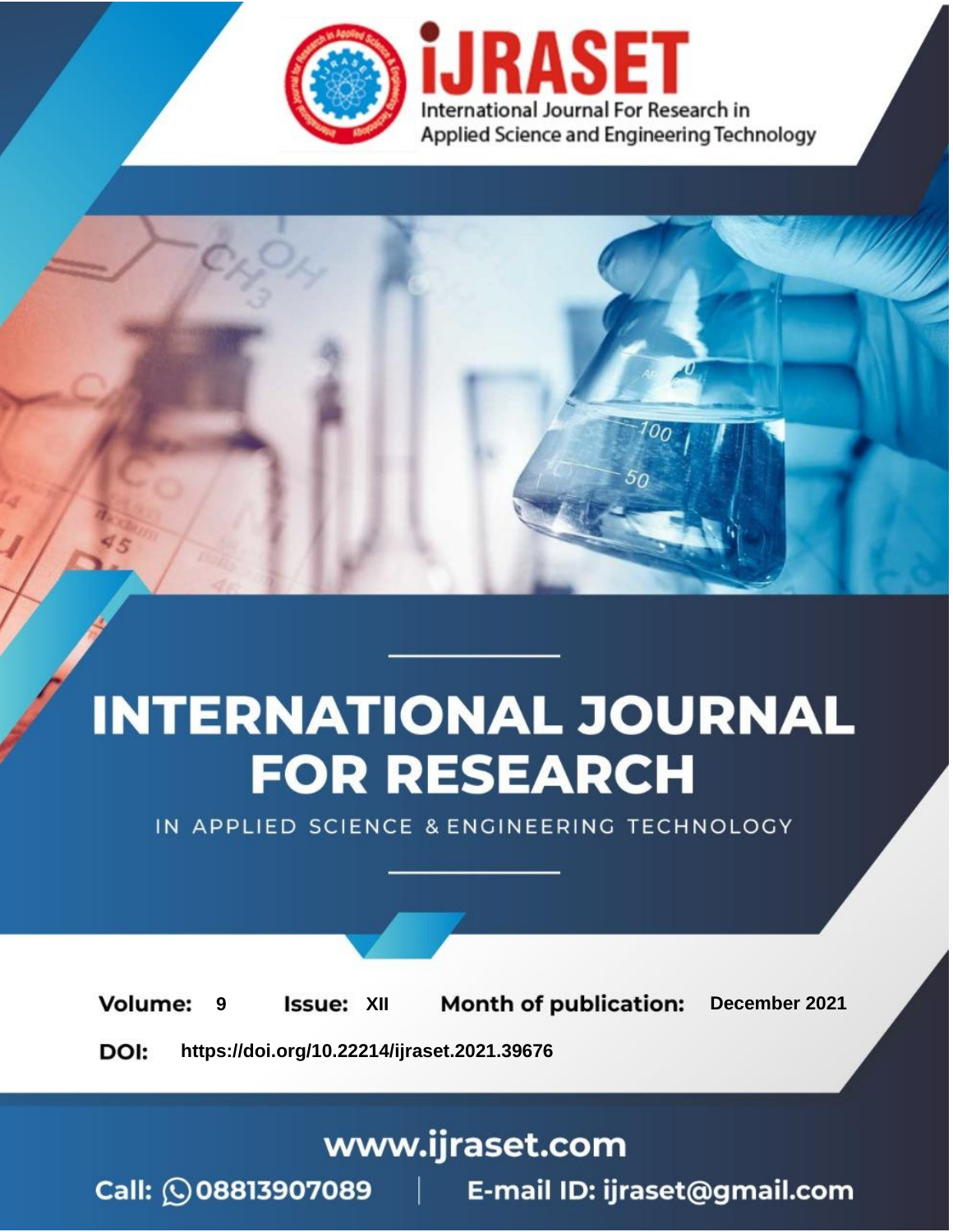# iJRASET

International Journal For Research in Applied Science and Engineering Technology

# INTERNATIONAL JOURNAL FOR RESEARCH

IN APPLIED SCIENCE & ENGINEERING TECHNOLOGY

**Volume:** 9 **Issue:** XII **Month of publication:** December 2021

**DOI:** https://doi.org/10.22214/ijraset.2021.39676

www.ijraset.com

Call: 08813907089 | E-mail ID: ijraset@gmail.com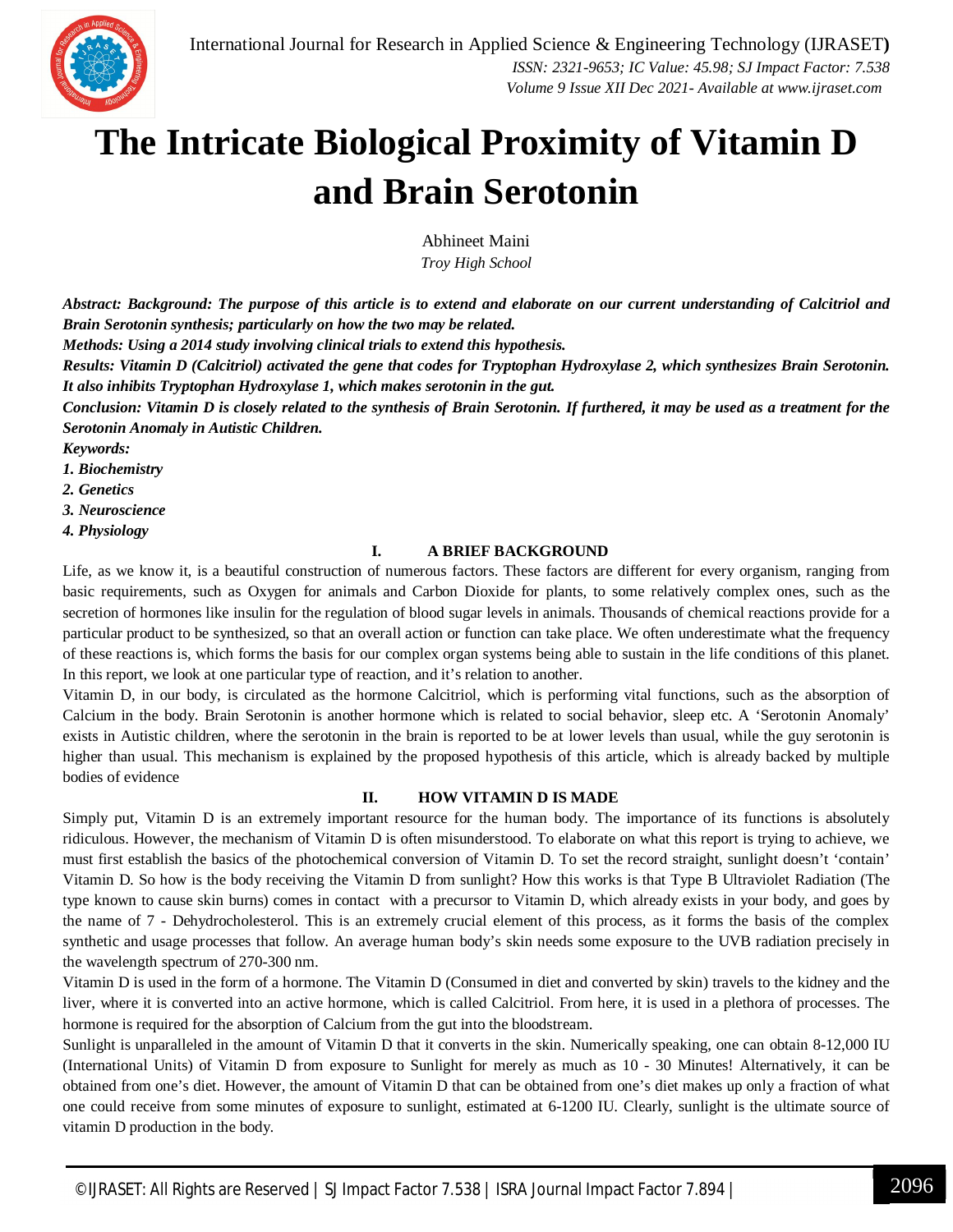# The Intricate Biological Proximity of Vitamin D and Brain Serotonin

Abhineet Maini

*Troy High School*

***Abstract: Background: The purpose of this article is to extend and elaborate on our current understanding of Calcitriol and Brain Serotonin synthesis; particularly on how the two may be related.***

***Methods: Using a 2014 study involving clinical trials to extend this hypothesis.***

***Results: Vitamin D (Calcitriol) activated the gene that codes for Tryptophan Hydroxylase 2, which synthesizes Brain Serotonin. It also inhibits Tryptophan Hydroxylase 1, which makes serotonin in the gut.***

***Conclusion: Vitamin D is closely related to the synthesis of Brain Serotonin. If furthered, it may be used as a treatment for the Serotonin Anomaly in Autistic Children.***

***Keywords:***

***1. Biochemistry***

***2. Genetics***

***3. Neuroscience***

***4. Physiology***

## I. A BRIEF BACKGROUND

Life, as we know it, is a beautiful construction of numerous factors. These factors are different for every organism, ranging from basic requirements, such as Oxygen for animals and Carbon Dioxide for plants, to some relatively complex ones, such as the secretion of hormones like insulin for the regulation of blood sugar levels in animals. Thousands of chemical reactions provide for a particular product to be synthesized, so that an overall action or function can take place. We often underestimate what the frequency of these reactions is, which forms the basis for our complex organ systems being able to sustain in the life conditions of this planet. In this report, we look at one particular type of reaction, and it's relation to another.

Vitamin D, in our body, is circulated as the hormone Calcitriol, which is performing vital functions, such as the absorption of Calcium in the body. Brain Serotonin is another hormone which is related to social behavior, sleep etc. A 'Serotonin Anomaly' exists in Autistic children, where the serotonin in the brain is reported to be at lower levels than usual, while the guy serotonin is higher than usual. This mechanism is explained by the proposed hypothesis of this article, which is already backed by multiple bodies of evidence

## II. HOW VITAMIN D IS MADE

Simply put, Vitamin D is an extremely important resource for the human body. The importance of its functions is absolutely ridiculous. However, the mechanism of Vitamin D is often misunderstood. To elaborate on what this report is trying to achieve, we must first establish the basics of the photochemical conversion of Vitamin D. To set the record straight, sunlight doesn't 'contain' Vitamin D. So how is the body receiving the Vitamin D from sunlight? How this works is that Type B Ultraviolet Radiation (The type known to cause skin burns) comes in contact with a precursor to Vitamin D, which already exists in your body, and goes by the name of 7 - Dehydrocholesterol. This is an extremely crucial element of this process, as it forms the basis of the complex synthetic and usage processes that follow. An average human body's skin needs some exposure to the UVB radiation precisely in the wavelength spectrum of 270-300 nm.

Vitamin D is used in the form of a hormone. The Vitamin D (Consumed in diet and converted by skin) travels to the kidney and the liver, where it is converted into an active hormone, which is called Calcitriol. From here, it is used in a plethora of processes. The hormone is required for the absorption of Calcium from the gut into the bloodstream.

Sunlight is unparalleled in the amount of Vitamin D that it converts in the skin. Numerically speaking, one can obtain 8-12,000 IU (International Units) of Vitamin D from exposure to Sunlight for merely as much as 10 - 30 Minutes! Alternatively, it can be obtained from one's diet. However, the amount of Vitamin D that can be obtained from one's diet makes up only a fraction of what one could receive from some minutes of exposure to sunlight, estimated at 6-1200 IU. Clearly, sunlight is the ultimate source of vitamin D production in the body.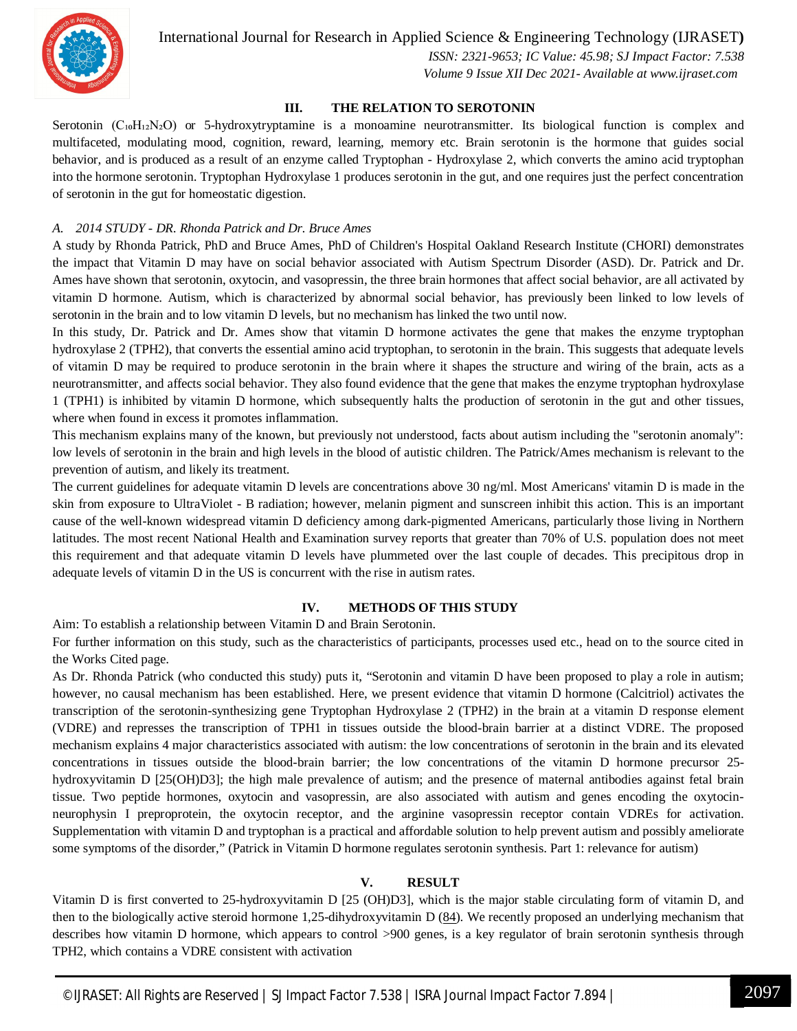## III. THE RELATION TO SEROTONIN

Serotonin ($C_{10}H_{12}N_2O$) or 5-hydroxytryptamine is a monoamine neurotransmitter. Its biological function is complex and multifaceted, modulating mood, cognition, reward, learning, memory etc. Brain serotonin is the hormone that guides social behavior, and is produced as a result of an enzyme called Tryptophan - Hydroxylase 2, which converts the amino acid tryptophan into the hormone serotonin. Tryptophan Hydroxylase 1 produces serotonin in the gut, and one requires just the perfect concentration of serotonin in the gut for homeostatic digestion.

### *A. 2014 STUDY - DR. Rhonda Patrick and Dr. Bruce Ames*

A study by Rhonda Patrick, PhD and Bruce Ames, PhD of Children's Hospital Oakland Research Institute (CHORI) demonstrates the impact that Vitamin D may have on social behavior associated with Autism Spectrum Disorder (ASD). Dr. Patrick and Dr. Ames have shown that serotonin, oxytocin, and vasopressin, the three brain hormones that affect social behavior, are all activated by vitamin D hormone. Autism, which is characterized by abnormal social behavior, has previously been linked to low levels of serotonin in the brain and to low vitamin D levels, but no mechanism has linked the two until now.

In this study, Dr. Patrick and Dr. Ames show that vitamin D hormone activates the gene that makes the enzyme tryptophan hydroxylase 2 (TPH2), that converts the essential amino acid tryptophan, to serotonin in the brain. This suggests that adequate levels of vitamin D may be required to produce serotonin in the brain where it shapes the structure and wiring of the brain, acts as a neurotransmitter, and affects social behavior. They also found evidence that the gene that makes the enzyme tryptophan hydroxylase 1 (TPH1) is inhibited by vitamin D hormone, which subsequently halts the production of serotonin in the gut and other tissues, where when found in excess it promotes inflammation.

This mechanism explains many of the known, but previously not understood, facts about autism including the "serotonin anomaly": low levels of serotonin in the brain and high levels in the blood of autistic children. The Patrick/Ames mechanism is relevant to the prevention of autism, and likely its treatment.

The current guidelines for adequate vitamin D levels are concentrations above 30 ng/ml. Most Americans' vitamin D is made in the skin from exposure to UltraViolet - B radiation; however, melanin pigment and sunscreen inhibit this action. This is an important cause of the well-known widespread vitamin D deficiency among dark-pigmented Americans, particularly those living in Northern latitudes. The most recent National Health and Examination survey reports that greater than 70% of U.S. population does not meet this requirement and that adequate vitamin D levels have plummeted over the last couple of decades. This precipitous drop in adequate levels of vitamin D in the US is concurrent with the rise in autism rates.

## IV. METHODS OF THIS STUDY

Aim: To establish a relationship between Vitamin D and Brain Serotonin.

For further information on this study, such as the characteristics of participants, processes used etc., head on to the source cited in the Works Cited page.

As Dr. Rhonda Patrick (who conducted this study) puts it, "Serotonin and vitamin D have been proposed to play a role in autism; however, no causal mechanism has been established. Here, we present evidence that vitamin D hormone (Calcitriol) activates the transcription of the serotonin-synthesizing gene Tryptophan Hydroxylase 2 (TPH2) in the brain at a vitamin D response element (VDRE) and represses the transcription of TPH1 in tissues outside the blood-brain barrier at a distinct VDRE. The proposed mechanism explains 4 major characteristics associated with autism: the low concentrations of serotonin in the brain and its elevated concentrations in tissues outside the blood-brain barrier; the low concentrations of the vitamin D hormone precursor 25-hydroxyvitamin D [25(OH)D3]; the high male prevalence of autism; and the presence of maternal antibodies against fetal brain tissue. Two peptide hormones, oxytocin and vasopressin, are also associated with autism and genes encoding the oxytocin-neurophysin I preproprotein, the oxytocin receptor, and the arginine vasopressin receptor contain VDREs for activation. Supplementation with vitamin D and tryptophan is a practical and affordable solution to help prevent autism and possibly ameliorate some symptoms of the disorder," (Patrick in Vitamin D hormone regulates serotonin synthesis. Part 1: relevance for autism)

## V. RESULT

Vitamin D is first converted to 25-hydroxyvitamin D [25 (OH)D3], which is the major stable circulating form of vitamin D, and then to the biologically active steroid hormone 1,25-dihydroxyvitamin D (84). We recently proposed an underlying mechanism that describes how vitamin D hormone, which appears to control >900 genes, is a key regulator of brain serotonin synthesis through TPH2, which contains a VDRE consistent with activation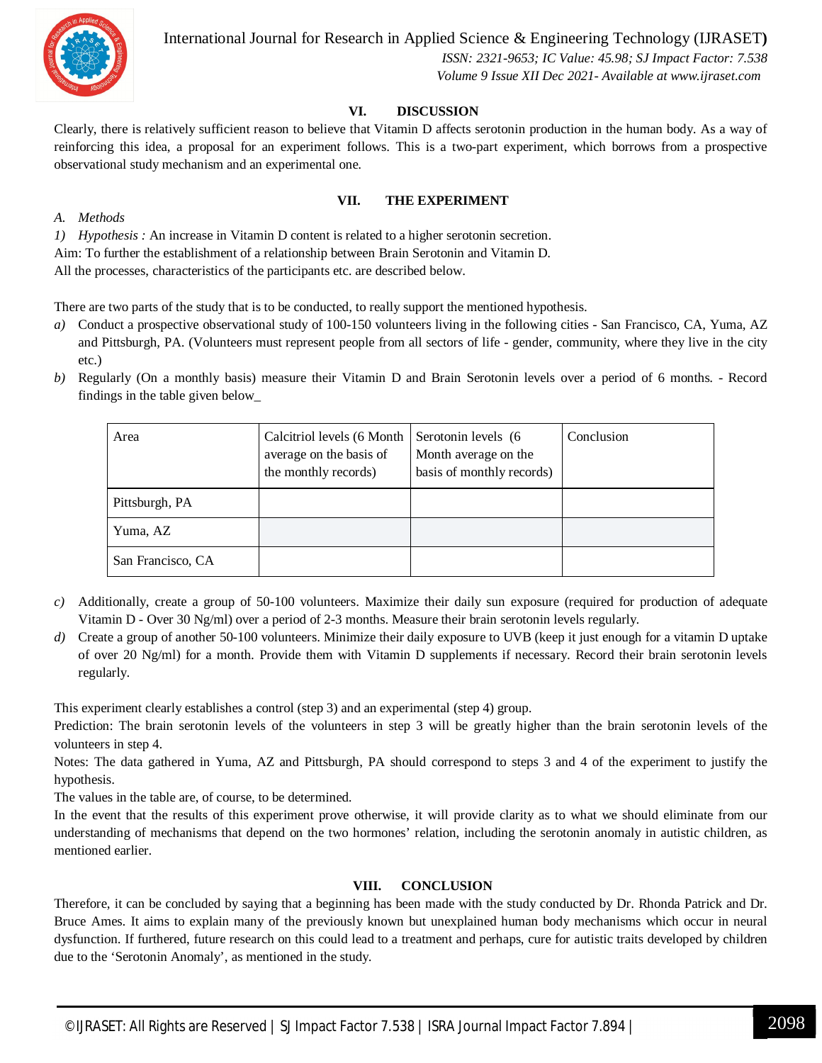## VI. DISCUSSION

Clearly, there is relatively sufficient reason to believe that Vitamin D affects serotonin production in the human body. As a way of reinforcing this idea, a proposal for an experiment follows. This is a two-part experiment, which borrows from a prospective observational study mechanism and an experimental one.

## VII. THE EXPERIMENT

### *A. Methods*

1) *Hypothesis :* An increase in Vitamin D content is related to a higher serotonin secretion.

Aim: To further the establishment of a relationship between Brain Serotonin and Vitamin D.

All the processes, characteristics of the participants etc. are described below.

There are two parts of the study that is to be conducted, to really support the mentioned hypothesis.

*a)* Conduct a prospective observational study of 100-150 volunteers living in the following cities - San Francisco, CA, Yuma, AZ and Pittsburgh, PA. (Volunteers must represent people from all sectors of life - gender, community, where they live in the city etc.)

*b)* Regularly (On a monthly basis) measure their Vitamin D and Brain Serotonin levels over a period of 6 months. - Record findings in the table given below_

| Area | Calcitriol levels (6 Month average on the basis of the monthly records) | Serotonin levels (6 Month average on the basis of monthly records) | Conclusion |
|---|---|---|---|
| Pittsburgh, PA | | | |
| Yuma, AZ | | | |
| San Francisco, CA | | | |

*c)* Additionally, create a group of 50-100 volunteers. Maximize their daily sun exposure (required for production of adequate Vitamin D - Over 30 Ng/ml) over a period of 2-3 months. Measure their brain serotonin levels regularly.

*d)* Create a group of another 50-100 volunteers. Minimize their daily exposure to UVB (keep it just enough for a vitamin D uptake of over 20 Ng/ml) for a month. Provide them with Vitamin D supplements if necessary. Record their brain serotonin levels regularly.

This experiment clearly establishes a control (step 3) and an experimental (step 4) group.

Prediction: The brain serotonin levels of the volunteers in step 3 will be greatly higher than the brain serotonin levels of the volunteers in step 4.

Notes: The data gathered in Yuma, AZ and Pittsburgh, PA should correspond to steps 3 and 4 of the experiment to justify the hypothesis.

The values in the table are, of course, to be determined.

In the event that the results of this experiment prove otherwise, it will provide clarity as to what we should eliminate from our understanding of mechanisms that depend on the two hormones' relation, including the serotonin anomaly in autistic children, as mentioned earlier.

## VIII. CONCLUSION

Therefore, it can be concluded by saying that a beginning has been made with the study conducted by Dr. Rhonda Patrick and Dr. Bruce Ames. It aims to explain many of the previously known but unexplained human body mechanisms which occur in neural dysfunction. If furthered, future research on this could lead to a treatment and perhaps, cure for autistic traits developed by children due to the 'Serotonin Anomaly', as mentioned in the study.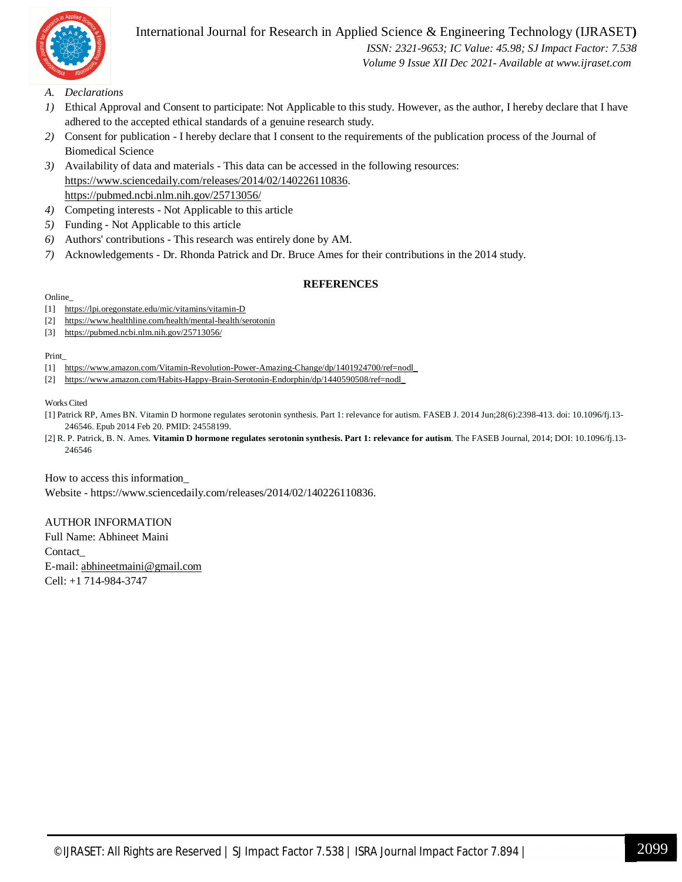### A. *Declarations*

1) Ethical Approval and Consent to participate: Not Applicable to this study. However, as the author, I hereby declare that I have adhered to the accepted ethical standards of a genuine research study.
2) Consent for publication - I hereby declare that I consent to the requirements of the publication process of the Journal of Biomedical Science
3) Availability of data and materials - This data can be accessed in the following resources: https://www.sciencedaily.com/releases/2014/02/140226110836. https://pubmed.ncbi.nlm.nih.gov/25713056/
4) Competing interests - Not Applicable to this article
5) Funding - Not Applicable to this article
6) Authors' contributions - This research was entirely done by AM.
7) Acknowledgements - Dr. Rhonda Patrick and Dr. Bruce Ames for their contributions in the 2014 study.

## REFERENCES

Online_

[1] https://lpi.oregonstate.edu/mic/vitamins/vitamin-D

[2] https://www.healthline.com/health/mental-health/serotonin

[3] https://pubmed.ncbi.nlm.nih.gov/25713056/

Print_

[1] https://www.amazon.com/Vitamin-Revolution-Power-Amazing-Change/dp/1401924700/ref=nodl_

[2] https://www.amazon.com/Habits-Happy-Brain-Serotonin-Endorphin/dp/1440590508/ref=nodl_

Works Cited

[1] Patrick RP, Ames BN. Vitamin D hormone regulates serotonin synthesis. Part 1: relevance for autism. FASEB J. 2014 Jun;28(6):2398-413. doi: 10.1096/fj.13-246546. Epub 2014 Feb 20. PMID: 24558199.

[2] R. P. Patrick, B. N. Ames. **Vitamin D hormone regulates serotonin synthesis. Part 1: relevance for autism**. The FASEB Journal, 2014; DOI: 10.1096/fj.13-246546

How to access this information_

Website - https://www.sciencedaily.com/releases/2014/02/140226110836.

AUTHOR INFORMATION

Full Name: Abhineet Maini

Contact_

E-mail: abhineetmaini@gmail.com

Cell: +1 714-984-3747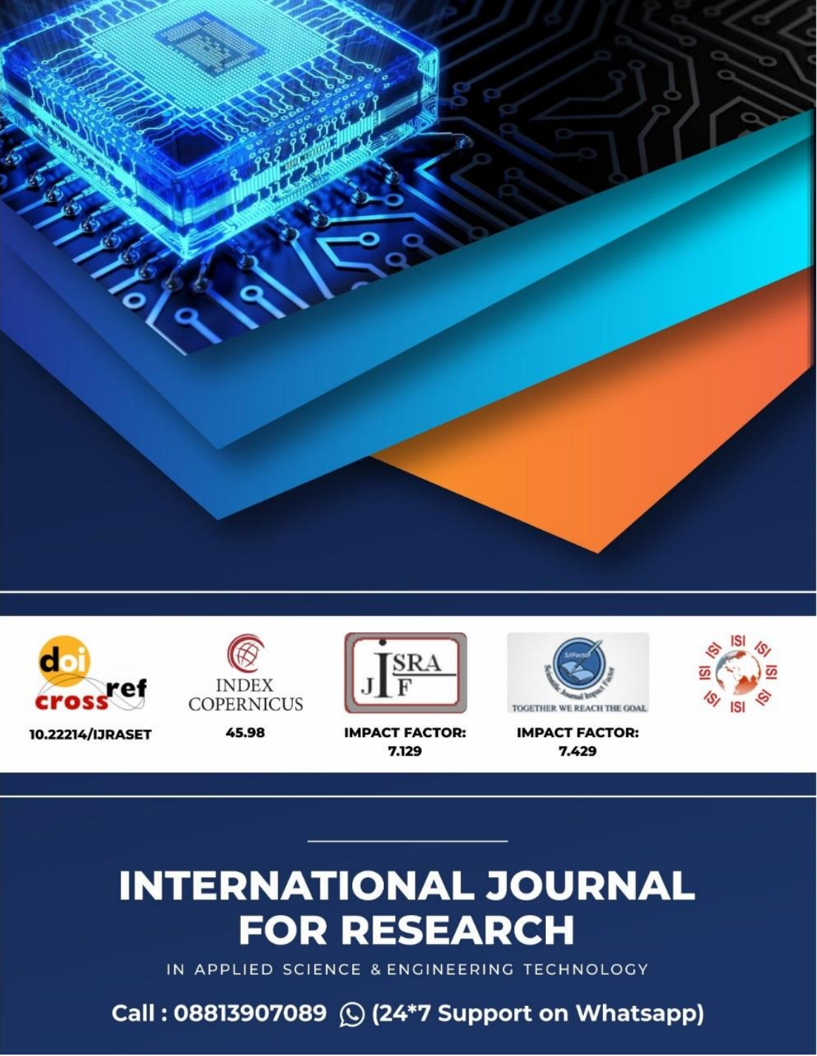10.22214/IJRASET

INDEX COPERNICUS

45.98

IMPACT FACTOR: 7.129

IMPACT FACTOR: 7.429

# INTERNATIONAL JOURNAL FOR RESEARCH

IN APPLIED SCIENCE & ENGINEERING TECHNOLOGY

Call : 08813907089 (24*7 Support on Whatsapp)